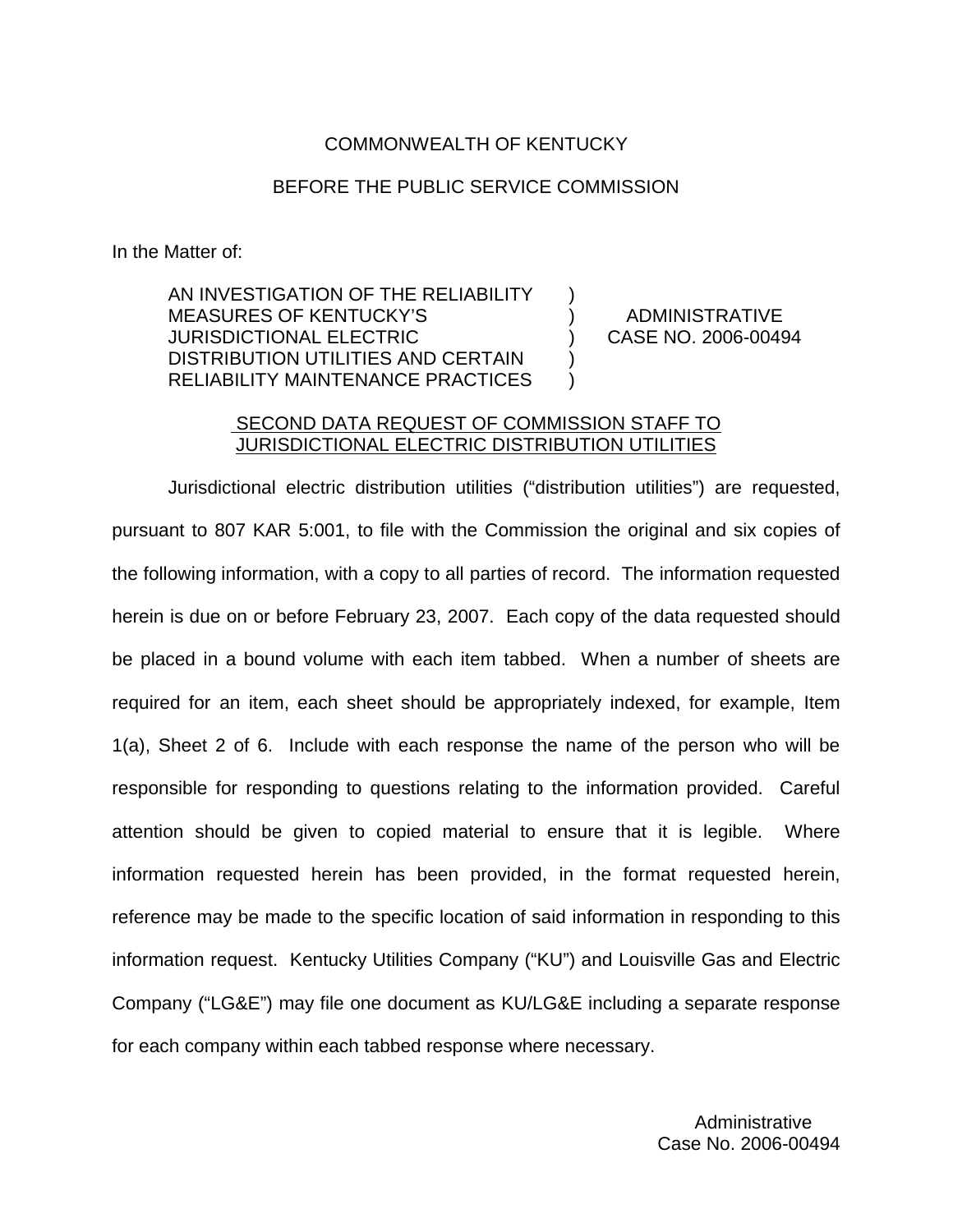COMMONWEALTH OF KENTUCKY

BEFORE THE PUBLIC SERVICE COMMISSION

In the Matter of:

| | | |
|---|---|---|
| AN INVESTIGATION OF THE RELIABILITY MEASURES OF KENTUCKY'S JURISDICTIONAL ELECTRIC DISTRIBUTION UTILITIES AND CERTAIN RELIABILITY MAINTENANCE PRACTICES | ) ) ) ) ) | ADMINISTRATIVE CASE NO. 2006-00494 |

## SECOND DATA REQUEST OF COMMISSION STAFF TO JURISDICTIONAL ELECTRIC DISTRIBUTION UTILITIES

Jurisdictional electric distribution utilities ("distribution utilities") are requested, pursuant to 807 KAR 5:001, to file with the Commission the original and six copies of the following information, with a copy to all parties of record. The information requested herein is due on or before February 23, 2007. Each copy of the data requested should be placed in a bound volume with each item tabbed. When a number of sheets are required for an item, each sheet should be appropriately indexed, for example, Item 1(a), Sheet 2 of 6. Include with each response the name of the person who will be responsible for responding to questions relating to the information provided. Careful attention should be given to copied material to ensure that it is legible. Where information requested herein has been provided, in the format requested herein, reference may be made to the specific location of said information in responding to this information request. Kentucky Utilities Company ("KU") and Louisville Gas and Electric Company ("LG&E") may file one document as KU/LG&E including a separate response for each company within each tabbed response where necessary.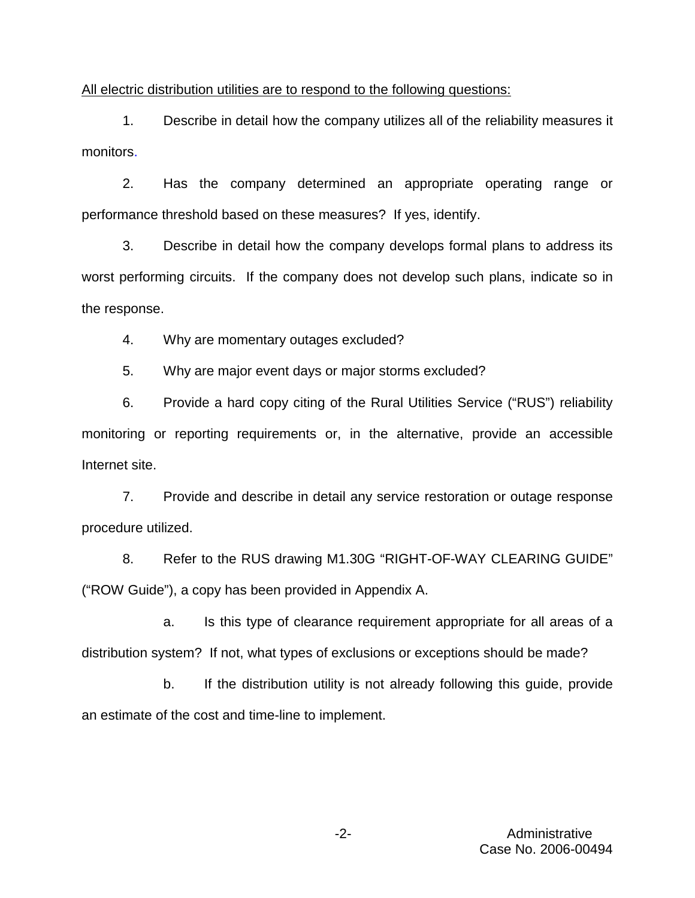All electric distribution utilities are to respond to the following questions:

1. Describe in detail how the company utilizes all of the reliability measures it monitors.

2. Has the company determined an appropriate operating range or performance threshold based on these measures? If yes, identify.

3. Describe in detail how the company develops formal plans to address its worst performing circuits. If the company does not develop such plans, indicate so in the response.

4. Why are momentary outages excluded?

5. Why are major event days or major storms excluded?

6. Provide a hard copy citing of the Rural Utilities Service ("RUS") reliability monitoring or reporting requirements or, in the alternative, provide an accessible Internet site.

7. Provide and describe in detail any service restoration or outage response procedure utilized.

8. Refer to the RUS drawing M1.30G "RIGHT-OF-WAY CLEARING GUIDE" ("ROW Guide"), a copy has been provided in Appendix A.

   a. Is this type of clearance requirement appropriate for all areas of a distribution system? If not, what types of exclusions or exceptions should be made?

   b. If the distribution utility is not already following this guide, provide an estimate of the cost and time-line to implement.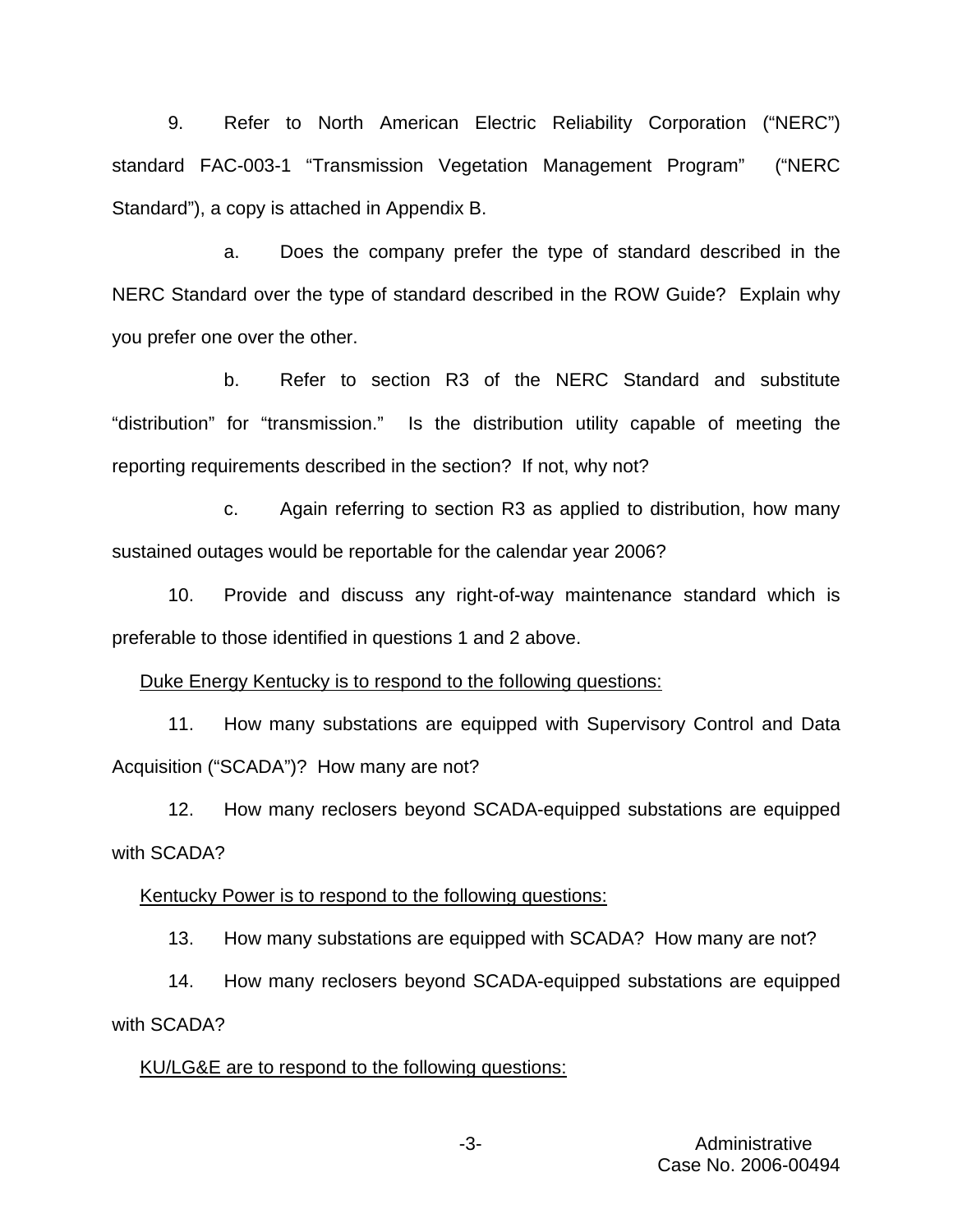9. Refer to North American Electric Reliability Corporation ("NERC") standard FAC-003-1 "Transmission Vegetation Management Program" ("NERC Standard"), a copy is attached in Appendix B.

a. Does the company prefer the type of standard described in the NERC Standard over the type of standard described in the ROW Guide? Explain why you prefer one over the other.

b. Refer to section R3 of the NERC Standard and substitute "distribution" for "transmission." Is the distribution utility capable of meeting the reporting requirements described in the section? If not, why not?

c. Again referring to section R3 as applied to distribution, how many sustained outages would be reportable for the calendar year 2006?

10. Provide and discuss any right-of-way maintenance standard which is preferable to those identified in questions 1 and 2 above.

<u>Duke Energy Kentucky is to respond to the following questions:</u>

11. How many substations are equipped with Supervisory Control and Data Acquisition ("SCADA")? How many are not?

12. How many reclosers beyond SCADA-equipped substations are equipped with SCADA?

<u>Kentucky Power is to respond to the following questions:</u>

13. How many substations are equipped with SCADA? How many are not?

14. How many reclosers beyond SCADA-equipped substations are equipped with SCADA?

<u>KU/LG&E are to respond to the following questions:</u>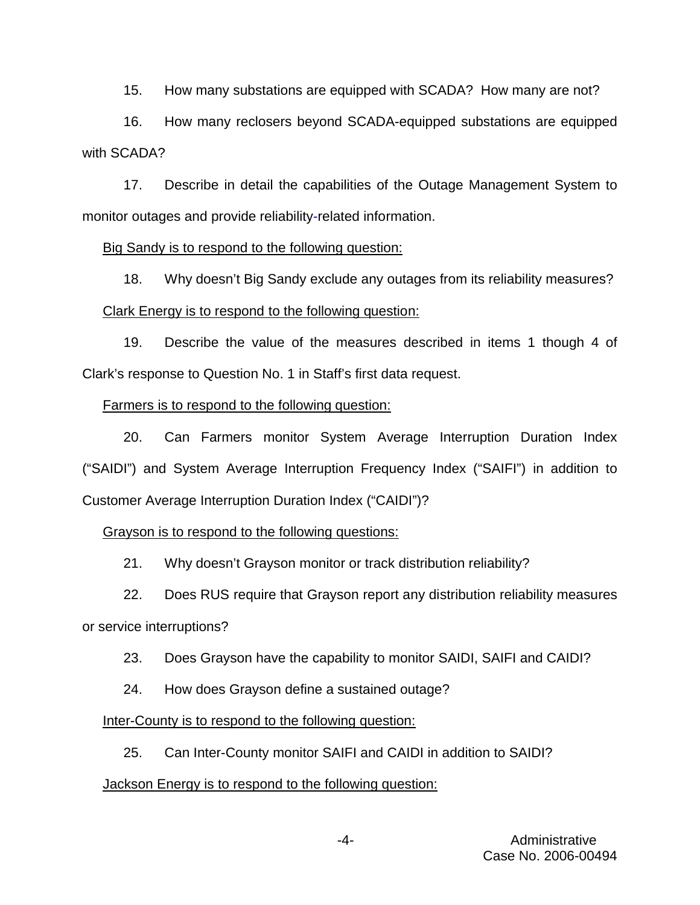15. How many substations are equipped with SCADA? How many are not?

16. How many reclosers beyond SCADA-equipped substations are equipped with SCADA?

17. Describe in detail the capabilities of the Outage Management System to monitor outages and provide reliability-related information.

<u>Big Sandy is to respond to the following question:</u>

18. Why doesn't Big Sandy exclude any outages from its reliability measures?

<u>Clark Energy is to respond to the following question:</u>

19. Describe the value of the measures described in items 1 though 4 of Clark's response to Question No. 1 in Staff's first data request.

<u>Farmers is to respond to the following question:</u>

20. Can Farmers monitor System Average Interruption Duration Index ("SAIDI") and System Average Interruption Frequency Index ("SAIFI") in addition to Customer Average Interruption Duration Index ("CAIDI")?

<u>Grayson is to respond to the following questions:</u>

21. Why doesn't Grayson monitor or track distribution reliability?

22. Does RUS require that Grayson report any distribution reliability measures or service interruptions?

23. Does Grayson have the capability to monitor SAIDI, SAIFI and CAIDI?

24. How does Grayson define a sustained outage?

<u>Inter-County is to respond to the following question:</u>

25. Can Inter-County monitor SAIFI and CAIDI in addition to SAIDI?

<u>Jackson Energy is to respond to the following question:</u>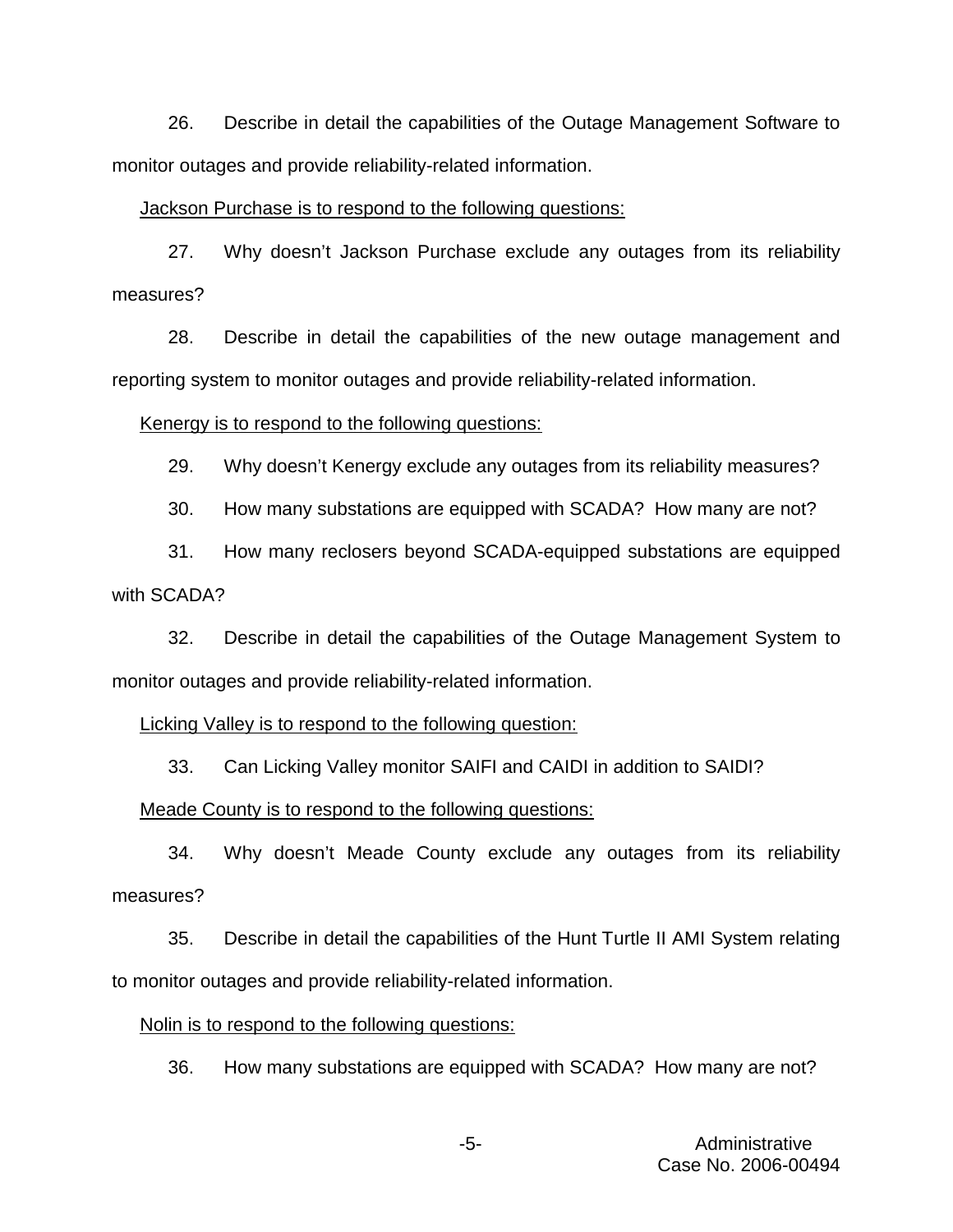26. Describe in detail the capabilities of the Outage Management Software to monitor outages and provide reliability-related information.

<u>Jackson Purchase is to respond to the following questions:</u>

27. Why doesn't Jackson Purchase exclude any outages from its reliability measures?

28. Describe in detail the capabilities of the new outage management and reporting system to monitor outages and provide reliability-related information.

<u>Kenergy is to respond to the following questions:</u>

29. Why doesn't Kenergy exclude any outages from its reliability measures?

30. How many substations are equipped with SCADA? How many are not?

31. How many reclosers beyond SCADA-equipped substations are equipped with SCADA?

32. Describe in detail the capabilities of the Outage Management System to monitor outages and provide reliability-related information.

<u>Licking Valley is to respond to the following question:</u>

33. Can Licking Valley monitor SAIFI and CAIDI in addition to SAIDI?

<u>Meade County is to respond to the following questions:</u>

34. Why doesn't Meade County exclude any outages from its reliability measures?

35. Describe in detail the capabilities of the Hunt Turtle II AMI System relating to monitor outages and provide reliability-related information.

<u>Nolin is to respond to the following questions:</u>

36. How many substations are equipped with SCADA? How many are not?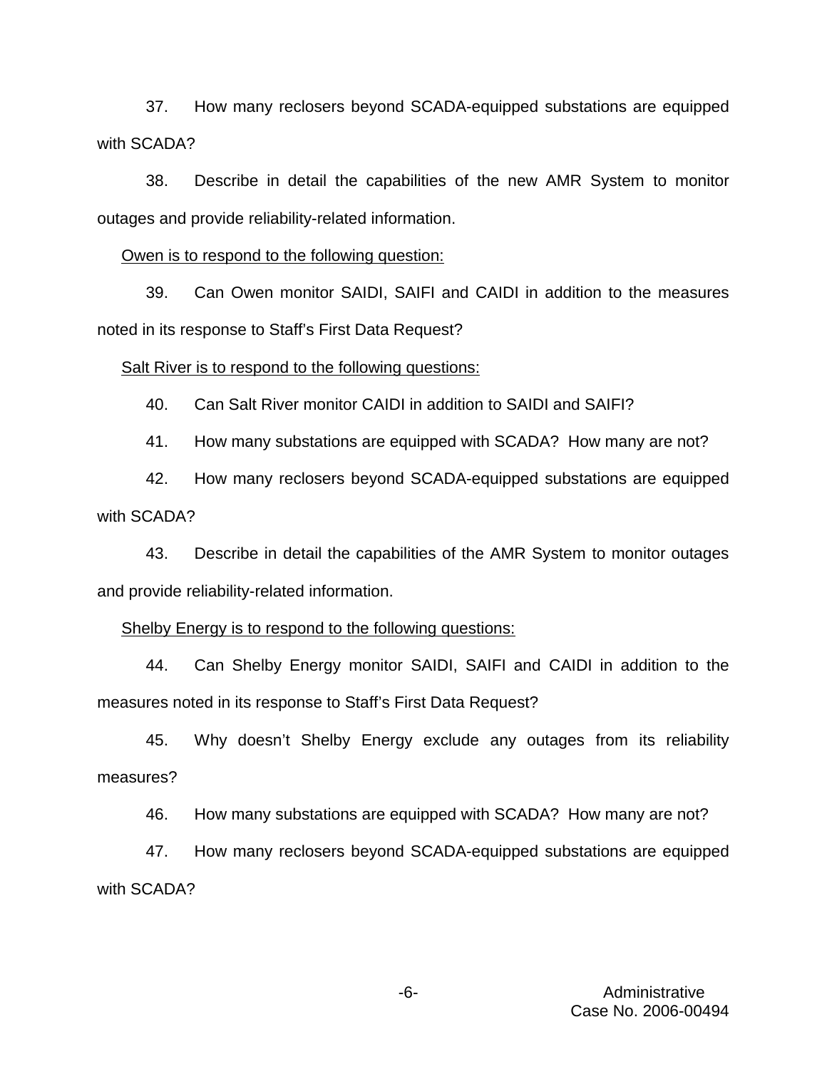37. How many reclosers beyond SCADA-equipped substations are equipped with SCADA?

38. Describe in detail the capabilities of the new AMR System to monitor outages and provide reliability-related information.

Owen is to respond to the following question:

39. Can Owen monitor SAIDI, SAIFI and CAIDI in addition to the measures noted in its response to Staff's First Data Request?

Salt River is to respond to the following questions:

40. Can Salt River monitor CAIDI in addition to SAIDI and SAIFI?

41. How many substations are equipped with SCADA? How many are not?

42. How many reclosers beyond SCADA-equipped substations are equipped with SCADA?

43. Describe in detail the capabilities of the AMR System to monitor outages and provide reliability-related information.

Shelby Energy is to respond to the following questions:

44. Can Shelby Energy monitor SAIDI, SAIFI and CAIDI in addition to the measures noted in its response to Staff's First Data Request?

45. Why doesn't Shelby Energy exclude any outages from its reliability measures?

46. How many substations are equipped with SCADA? How many are not?

47. How many reclosers beyond SCADA-equipped substations are equipped with SCADA?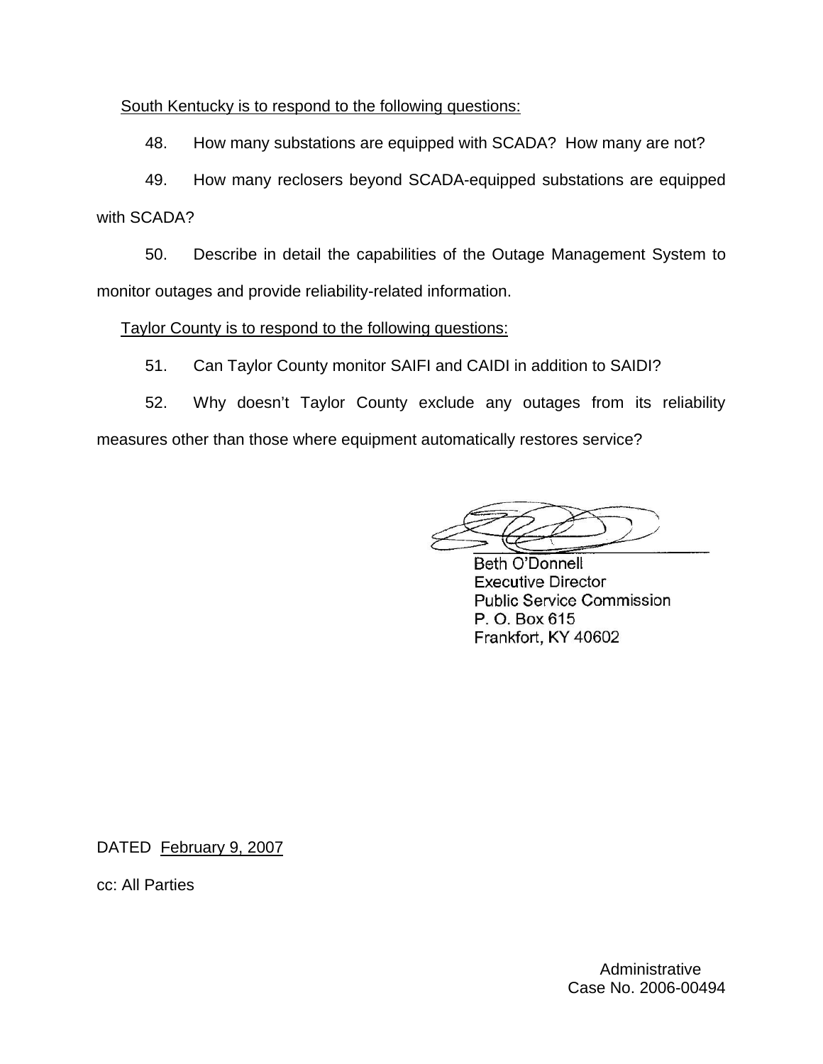<u>South Kentucky is to respond to the following questions:</u>

48. How many substations are equipped with SCADA? How many are not?

49. How many reclosers beyond SCADA-equipped substations are equipped with SCADA?

50. Describe in detail the capabilities of the Outage Management System to monitor outages and provide reliability-related information.

<u>Taylor County is to respond to the following questions:</u>

51. Can Taylor County monitor SAIFI and CAIDI in addition to SAIDI?

52. Why doesn't Taylor County exclude any outages from its reliability measures other than those where equipment automatically restores service?

Beth O'Donnell
Executive Director
Public Service Commission
P. O. Box 615
Frankfort, KY 40602

DATED <u>February 9, 2007</u>

cc: All Parties

Administrative
Case No. 2006-00494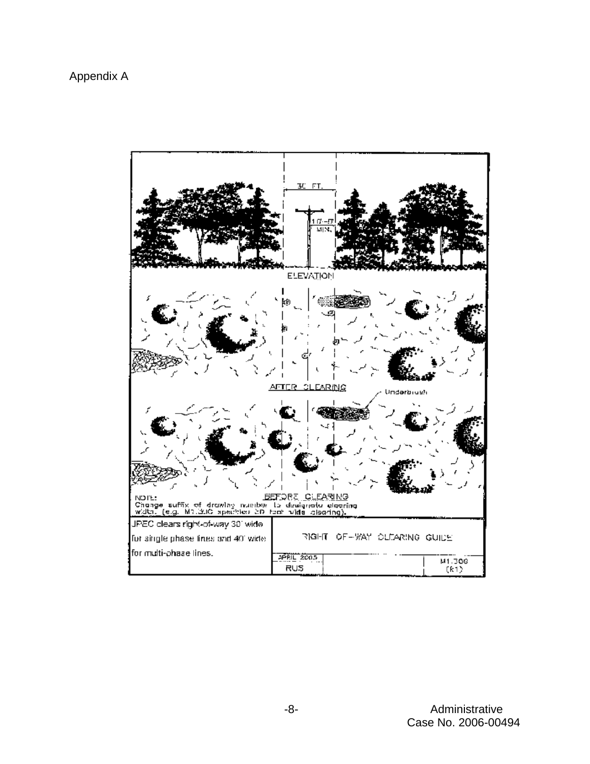Appendix A

30 FT.

10'-0" MIN.

ELEVATION

AFTER CLEARING

Underbrush

BEFORE CLEARING

NOTE:
Change suffix of drawing number to designate clearing width. (e.g. M1.30C specifies 30 foot wide clearing).

JPEC clears right-of-way 30' wide for single phase lines and 40' wide for multi-phase lines.

RIGHT OF-WAY CLEARING GUIDE

APRIL 2005

RUS

M1.30G (R1)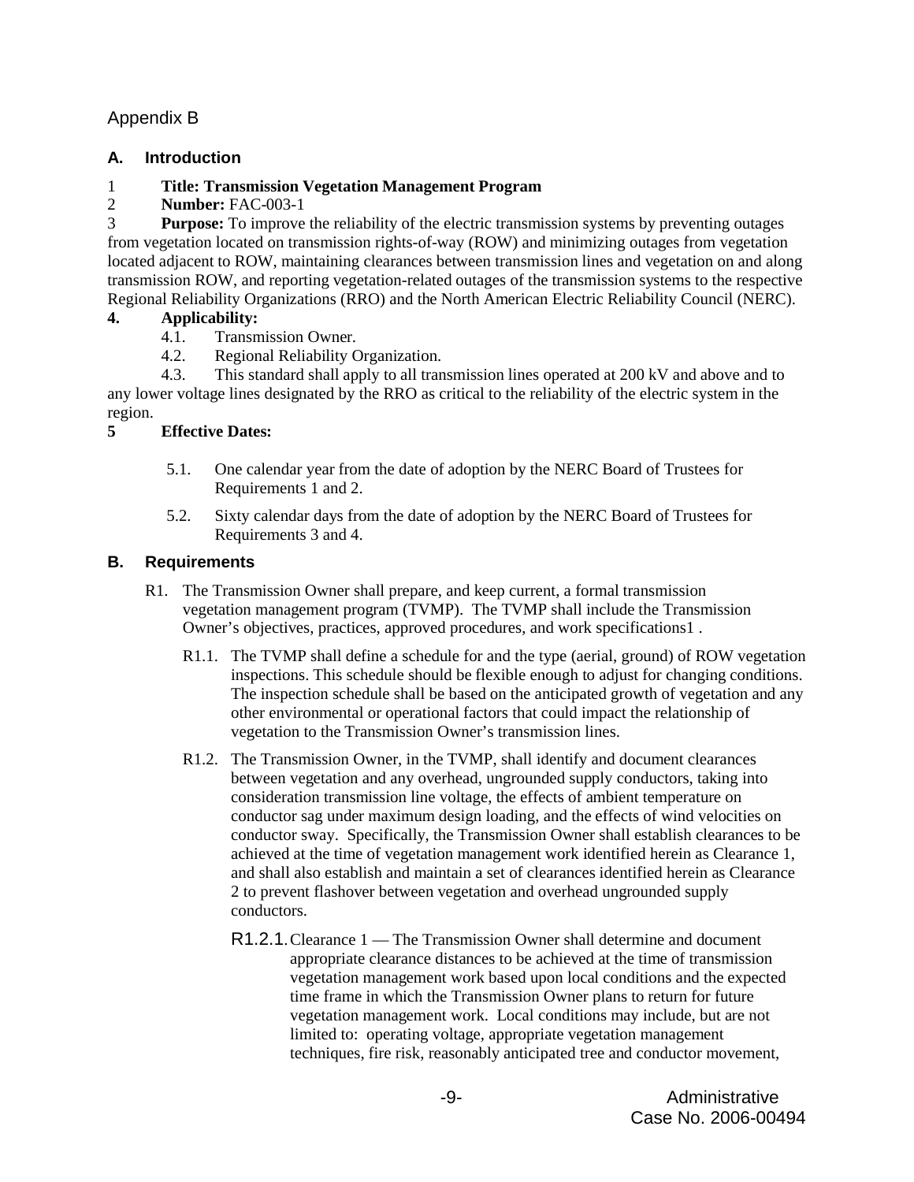Appendix B

## A. Introduction

1 **Title: Transmission Vegetation Management Program**

2 **Number:** FAC-003-1

3 **Purpose:** To improve the reliability of the electric transmission systems by preventing outages from vegetation located on transmission rights-of-way (ROW) and minimizing outages from vegetation located adjacent to ROW, maintaining clearances between transmission lines and vegetation on and along transmission ROW, and reporting vegetation-related outages of the transmission systems to the respective Regional Reliability Organizations (RRO) and the North American Electric Reliability Council (NERC).

**4. Applicability:**

4.1. Transmission Owner.

4.2. Regional Reliability Organization.

4.3. This standard shall apply to all transmission lines operated at 200 kV and above and to any lower voltage lines designated by the RRO as critical to the reliability of the electric system in the region.

**5 Effective Dates:**

5.1. One calendar year from the date of adoption by the NERC Board of Trustees for Requirements 1 and 2.

5.2. Sixty calendar days from the date of adoption by the NERC Board of Trustees for Requirements 3 and 4.

## B. Requirements

R1. The Transmission Owner shall prepare, and keep current, a formal transmission vegetation management program (TVMP). The TVMP shall include the Transmission Owner's objectives, practices, approved procedures, and work specifications[1] .

R1.1. The TVMP shall define a schedule for and the type (aerial, ground) of ROW vegetation inspections. This schedule should be flexible enough to adjust for changing conditions. The inspection schedule shall be based on the anticipated growth of vegetation and any other environmental or operational factors that could impact the relationship of vegetation to the Transmission Owner's transmission lines.

R1.2. The Transmission Owner, in the TVMP, shall identify and document clearances between vegetation and any overhead, ungrounded supply conductors, taking into consideration transmission line voltage, the effects of ambient temperature on conductor sag under maximum design loading, and the effects of wind velocities on conductor sway. Specifically, the Transmission Owner shall establish clearances to be achieved at the time of vegetation management work identified herein as Clearance 1, and shall also establish and maintain a set of clearances identified herein as Clearance 2 to prevent flashover between vegetation and overhead ungrounded supply conductors.

R1.2.1. Clearance 1 — The Transmission Owner shall determine and document appropriate clearance distances to be achieved at the time of transmission vegetation management work based upon local conditions and the expected time frame in which the Transmission Owner plans to return for future vegetation management work. Local conditions may include, but are not limited to: operating voltage, appropriate vegetation management techniques, fire risk, reasonably anticipated tree and conductor movement,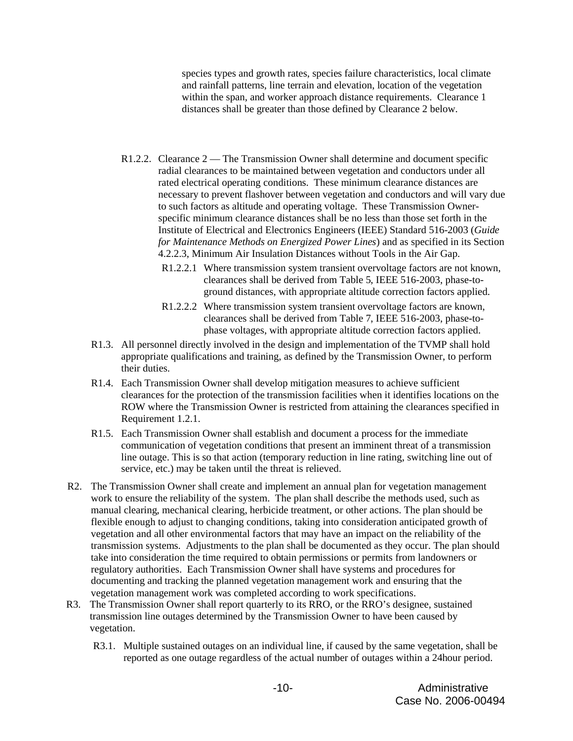species types and growth rates, species failure characteristics, local climate and rainfall patterns, line terrain and elevation, location of the vegetation within the span, and worker approach distance requirements. Clearance 1 distances shall be greater than those defined by Clearance 2 below.

R1.2.2. Clearance 2 — The Transmission Owner shall determine and document specific radial clearances to be maintained between vegetation and conductors under all rated electrical operating conditions. These minimum clearance distances are necessary to prevent flashover between vegetation and conductors and will vary due to such factors as altitude and operating voltage. These Transmission Owner-specific minimum clearance distances shall be no less than those set forth in the Institute of Electrical and Electronics Engineers (IEEE) Standard 516-2003 (*Guide for Maintenance Methods on Energized Power Lines*) and as specified in its Section 4.2.2.3, Minimum Air Insulation Distances without Tools in the Air Gap.

R1.2.2.1 Where transmission system transient overvoltage factors are not known, clearances shall be derived from Table 5, IEEE 516-2003, phase-to-ground distances, with appropriate altitude correction factors applied.

R1.2.2.2 Where transmission system transient overvoltage factors are known, clearances shall be derived from Table 7, IEEE 516-2003, phase-to-phase voltages, with appropriate altitude correction factors applied.

R1.3. All personnel directly involved in the design and implementation of the TVMP shall hold appropriate qualifications and training, as defined by the Transmission Owner, to perform their duties.

R1.4. Each Transmission Owner shall develop mitigation measures to achieve sufficient clearances for the protection of the transmission facilities when it identifies locations on the ROW where the Transmission Owner is restricted from attaining the clearances specified in Requirement 1.2.1.

R1.5. Each Transmission Owner shall establish and document a process for the immediate communication of vegetation conditions that present an imminent threat of a transmission line outage. This is so that action (temporary reduction in line rating, switching line out of service, etc.) may be taken until the threat is relieved.

R2. The Transmission Owner shall create and implement an annual plan for vegetation management work to ensure the reliability of the system. The plan shall describe the methods used, such as manual clearing, mechanical clearing, herbicide treatment, or other actions. The plan should be flexible enough to adjust to changing conditions, taking into consideration anticipated growth of vegetation and all other environmental factors that may have an impact on the reliability of the transmission systems. Adjustments to the plan shall be documented as they occur. The plan should take into consideration the time required to obtain permissions or permits from landowners or regulatory authorities. Each Transmission Owner shall have systems and procedures for documenting and tracking the planned vegetation management work and ensuring that the vegetation management work was completed according to work specifications.

R3. The Transmission Owner shall report quarterly to its RRO, or the RRO's designee, sustained transmission line outages determined by the Transmission Owner to have been caused by vegetation.

R3.1. Multiple sustained outages on an individual line, if caused by the same vegetation, shall be reported as one outage regardless of the actual number of outages within a 24hour period.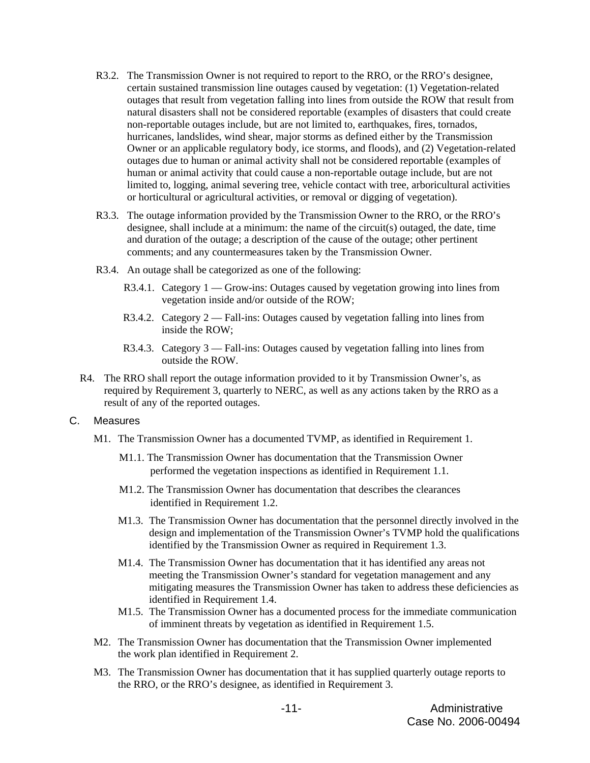R3.2. The Transmission Owner is not required to report to the RRO, or the RRO's designee, certain sustained transmission line outages caused by vegetation: (1) Vegetation-related outages that result from vegetation falling into lines from outside the ROW that result from natural disasters shall not be considered reportable (examples of disasters that could create non-reportable outages include, but are not limited to, earthquakes, fires, tornados, hurricanes, landslides, wind shear, major storms as defined either by the Transmission Owner or an applicable regulatory body, ice storms, and floods), and (2) Vegetation-related outages due to human or animal activity shall not be considered reportable (examples of human or animal activity that could cause a non-reportable outage include, but are not limited to, logging, animal severing tree, vehicle contact with tree, arboricultural activities or horticultural or agricultural activities, or removal or digging of vegetation).

R3.3. The outage information provided by the Transmission Owner to the RRO, or the RRO's designee, shall include at a minimum: the name of the circuit(s) outaged, the date, time and duration of the outage; a description of the cause of the outage; other pertinent comments; and any countermeasures taken by the Transmission Owner.

R3.4. An outage shall be categorized as one of the following:

R3.4.1. Category 1 — Grow-ins: Outages caused by vegetation growing into lines from vegetation inside and/or outside of the ROW;

R3.4.2. Category 2 — Fall-ins: Outages caused by vegetation falling into lines from inside the ROW;

R3.4.3. Category 3 — Fall-ins: Outages caused by vegetation falling into lines from outside the ROW.

R4. The RRO shall report the outage information provided to it by Transmission Owner's, as required by Requirement 3, quarterly to NERC, as well as any actions taken by the RRO as a result of any of the reported outages.

## C. Measures

M1. The Transmission Owner has a documented TVMP, as identified in Requirement 1.

M1.1. The Transmission Owner has documentation that the Transmission Owner performed the vegetation inspections as identified in Requirement 1.1.

M1.2. The Transmission Owner has documentation that describes the clearances identified in Requirement 1.2.

M1.3. The Transmission Owner has documentation that the personnel directly involved in the design and implementation of the Transmission Owner's TVMP hold the qualifications identified by the Transmission Owner as required in Requirement 1.3.

M1.4. The Transmission Owner has documentation that it has identified any areas not meeting the Transmission Owner's standard for vegetation management and any mitigating measures the Transmission Owner has taken to address these deficiencies as identified in Requirement 1.4.

M1.5. The Transmission Owner has a documented process for the immediate communication of imminent threats by vegetation as identified in Requirement 1.5.

M2. The Transmission Owner has documentation that the Transmission Owner implemented the work plan identified in Requirement 2.

M3. The Transmission Owner has documentation that it has supplied quarterly outage reports to the RRO, or the RRO's designee, as identified in Requirement 3.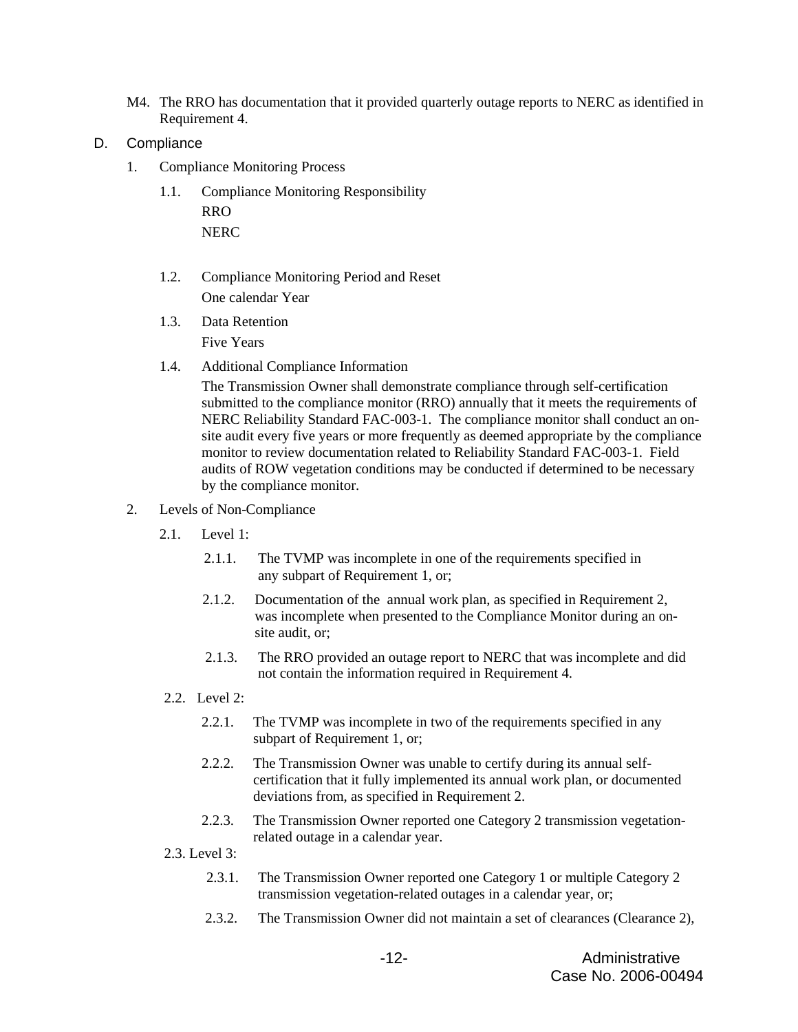M4. The RRO has documentation that it provided quarterly outage reports to NERC as identified in Requirement 4.

## D. Compliance

1. Compliance Monitoring Process

   1.1. Compliance Monitoring Responsibility

   RRO

   NERC

   1.2. Compliance Monitoring Period and Reset

   One calendar Year

   1.3. Data Retention

   Five Years

   1.4. Additional Compliance Information

   The Transmission Owner shall demonstrate compliance through self-certification submitted to the compliance monitor (RRO) annually that it meets the requirements of NERC Reliability Standard FAC-003-1. The compliance monitor shall conduct an on-site audit every five years or more frequently as deemed appropriate by the compliance monitor to review documentation related to Reliability Standard FAC-003-1. Field audits of ROW vegetation conditions may be conducted if determined to be necessary by the compliance monitor.

2. Levels of Non-Compliance

   2.1. Level 1:

   2.1.1. The TVMP was incomplete in one of the requirements specified in any subpart of Requirement 1, or;

   2.1.2. Documentation of the annual work plan, as specified in Requirement 2, was incomplete when presented to the Compliance Monitor during an on-site audit, or;

   2.1.3. The RRO provided an outage report to NERC that was incomplete and did not contain the information required in Requirement 4.

   2.2. Level 2:

   2.2.1. The TVMP was incomplete in two of the requirements specified in any subpart of Requirement 1, or;

   2.2.2. The Transmission Owner was unable to certify during its annual self-certification that it fully implemented its annual work plan, or documented deviations from, as specified in Requirement 2.

   2.2.3. The Transmission Owner reported one Category 2 transmission vegetation-related outage in a calendar year.

   2.3. Level 3:

   2.3.1. The Transmission Owner reported one Category 1 or multiple Category 2 transmission vegetation-related outages in a calendar year, or;

   2.3.2. The Transmission Owner did not maintain a set of clearances (Clearance 2),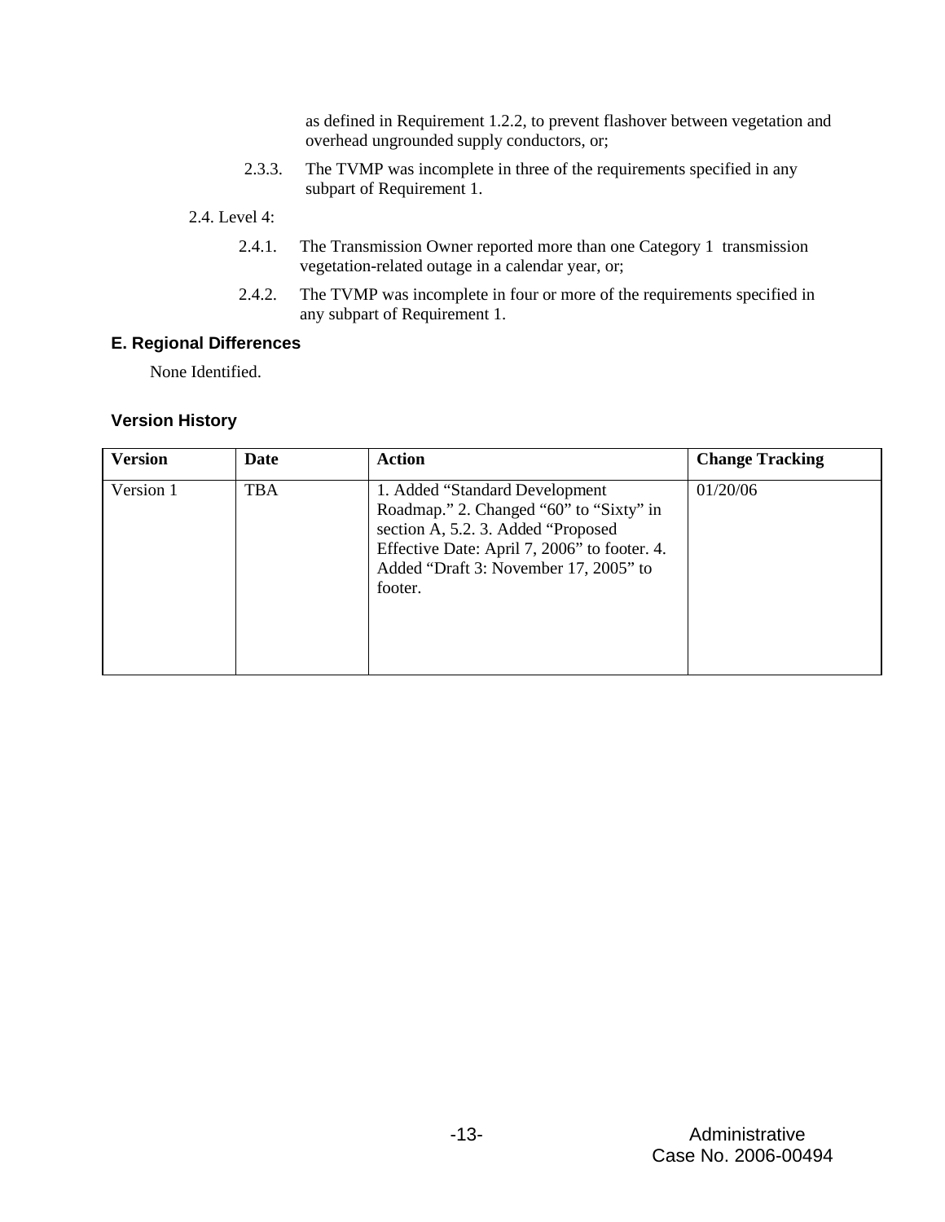as defined in Requirement 1.2.2, to prevent flashover between vegetation and overhead ungrounded supply conductors, or;

2.3.3. The TVMP was incomplete in three of the requirements specified in any subpart of Requirement 1.

2.4. Level 4:

2.4.1. The Transmission Owner reported more than one Category 1 transmission vegetation-related outage in a calendar year, or;

2.4.2. The TVMP was incomplete in four or more of the requirements specified in any subpart of Requirement 1.

### E. Regional Differences

None Identified.

### Version History

| Version | Date | Action | Change Tracking |
|---|---|---|---|
| Version 1 | TBA | 1. Added “Standard Development Roadmap.” 2. Changed “60” to “Sixty” in section A, 5.2. 3. Added “Proposed Effective Date: April 7, 2006” to footer. 4. Added “Draft 3: November 17, 2005” to footer. | 01/20/06 |